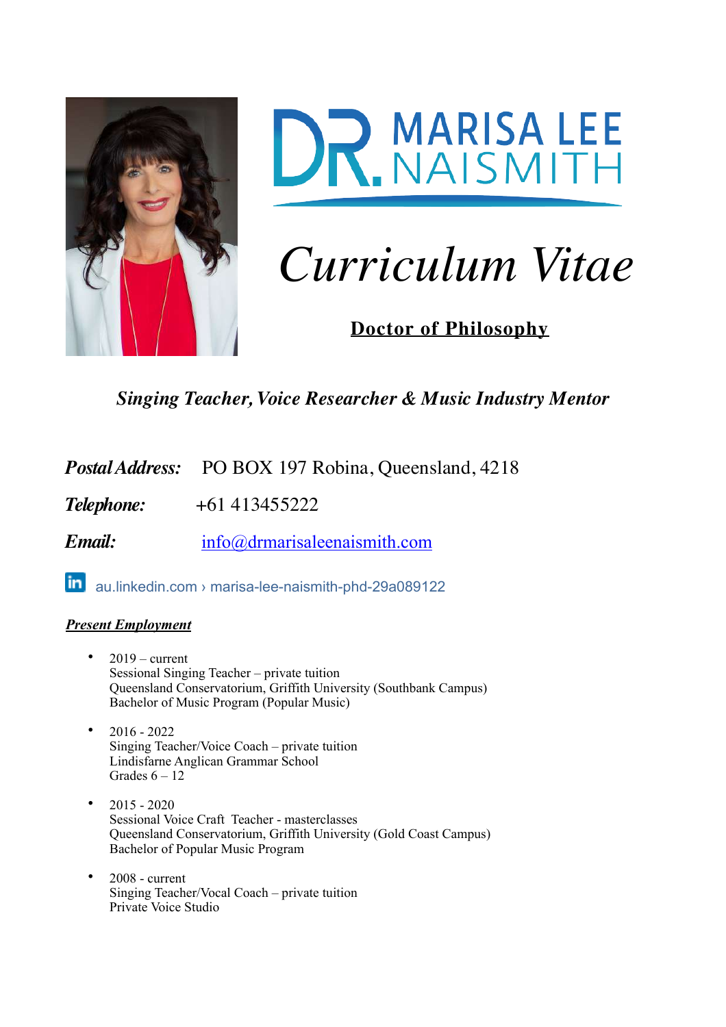# DR. MARISA LEE NAISMITH

# *Curriculum Vitae*

**Doctor of Philosophy**

***Singing Teacher, Voice Researcher & Music Industry Mentor***

***Postal Address:*** PO BOX 197 Robina, Queensland, 4218

***Telephone:*** +61 413455222

***Email:*** info@drmarisaleenaismith.com

au.linkedin.com › marisa-lee-naismith-phd-29a089122

***Present Employment***

- 2019 – current
  Sessional Singing Teacher – private tuition
  Queensland Conservatorium, Griffith University (Southbank Campus)
  Bachelor of Music Program (Popular Music)

- 2016 - 2022
  Singing Teacher/Voice Coach – private tuition
  Lindisfarne Anglican Grammar School
  Grades 6 – 12

- 2015 - 2020
  Sessional Voice Craft Teacher - masterclasses
  Queensland Conservatorium, Griffith University (Gold Coast Campus)
  Bachelor of Popular Music Program

- 2008 - current
  Singing Teacher/Vocal Coach – private tuition
  Private Voice Studio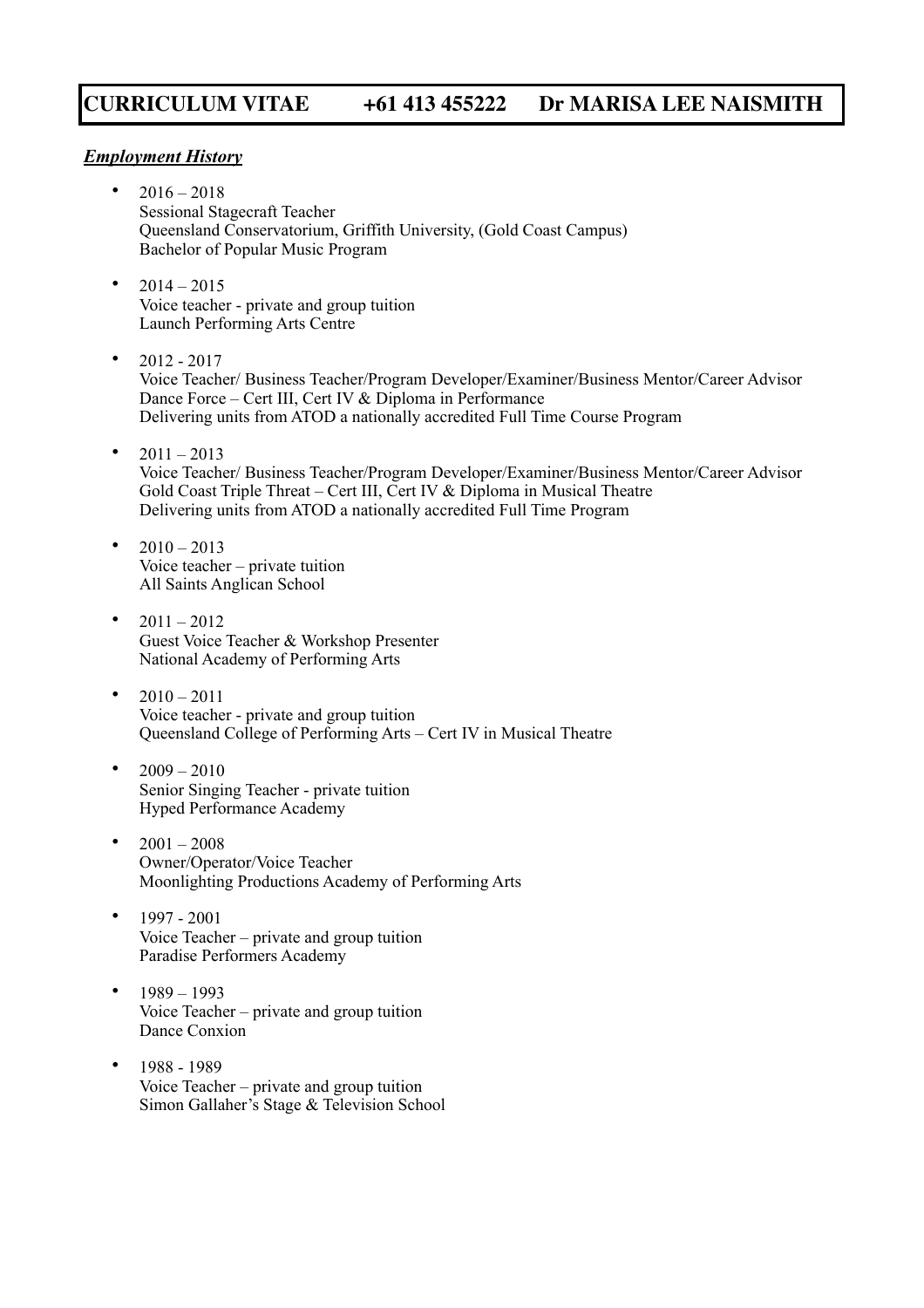**CURRICULUM VITAE +61 413 455222 Dr MARISA LEE NAISMITH**

***Employment History***

- 2016 – 2018
  Sessional Stagecraft Teacher
  Queensland Conservatorium, Griffith University, (Gold Coast Campus)
  Bachelor of Popular Music Program

- 2014 – 2015
  Voice teacher - private and group tuition
  Launch Performing Arts Centre

- 2012 - 2017
  Voice Teacher/ Business Teacher/Program Developer/Examiner/Business Mentor/Career Advisor
  Dance Force – Cert III, Cert IV & Diploma in Performance
  Delivering units from ATOD a nationally accredited Full Time Course Program

- 2011 – 2013
  Voice Teacher/ Business Teacher/Program Developer/Examiner/Business Mentor/Career Advisor
  Gold Coast Triple Threat – Cert III, Cert IV & Diploma in Musical Theatre
  Delivering units from ATOD a nationally accredited Full Time Program

- 2010 – 2013
  Voice teacher – private tuition
  All Saints Anglican School

- 2011 – 2012
  Guest Voice Teacher & Workshop Presenter
  National Academy of Performing Arts

- 2010 – 2011
  Voice teacher - private and group tuition
  Queensland College of Performing Arts – Cert IV in Musical Theatre

- 2009 – 2010
  Senior Singing Teacher - private tuition
  Hyped Performance Academy

- 2001 – 2008
  Owner/Operator/Voice Teacher
  Moonlighting Productions Academy of Performing Arts

- 1997 - 2001
  Voice Teacher – private and group tuition
  Paradise Performers Academy

- 1989 – 1993
  Voice Teacher – private and group tuition
  Dance Conxion

- 1988 - 1989
  Voice Teacher – private and group tuition
  Simon Gallaher's Stage & Television School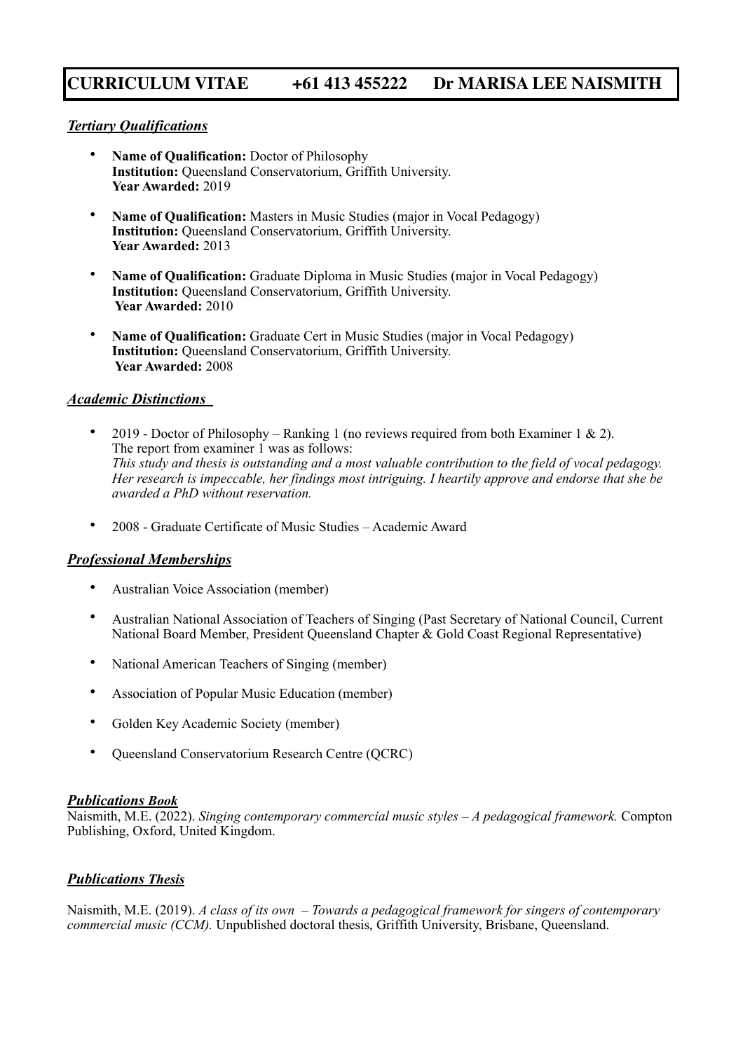# CURRICULUM VITAE +61 413 455222 Dr MARISA LEE NAISMITH

## *Tertiary Qualifications*

- **Name of Qualification:** Doctor of Philosophy
  **Institution:** Queensland Conservatorium, Griffith University.
  **Year Awarded:** 2019

- **Name of Qualification:** Masters in Music Studies (major in Vocal Pedagogy)
  **Institution:** Queensland Conservatorium, Griffith University.
  **Year Awarded:** 2013

- **Name of Qualification:** Graduate Diploma in Music Studies (major in Vocal Pedagogy)
  **Institution:** Queensland Conservatorium, Griffith University.
  **Year Awarded:** 2010

- **Name of Qualification:** Graduate Cert in Music Studies (major in Vocal Pedagogy)
  **Institution:** Queensland Conservatorium, Griffith University.
  **Year Awarded:** 2008

## *Academic Distinctions*

- 2019 - Doctor of Philosophy – Ranking 1 (no reviews required from both Examiner 1 & 2).
  The report from examiner 1 was as follows:
  *This study and thesis is outstanding and a most valuable contribution to the field of vocal pedagogy. Her research is impeccable, her findings most intriguing. I heartily approve and endorse that she be awarded a PhD without reservation.*

- 2008 - Graduate Certificate of Music Studies – Academic Award

## *Professional Memberships*

- Australian Voice Association (member)
- Australian National Association of Teachers of Singing (Past Secretary of National Council, Current National Board Member, President Queensland Chapter & Gold Coast Regional Representative)
- National American Teachers of Singing (member)
- Association of Popular Music Education (member)
- Golden Key Academic Society (member)
- Queensland Conservatorium Research Centre (QCRC)

## *Publications Book*

Naismith, M.E. (2022). *Singing contemporary commercial music styles – A pedagogical framework.* Compton Publishing, Oxford, United Kingdom.

## *Publications Thesis*

Naismith, M.E. (2019). *A class of its own – Towards a pedagogical framework for singers of contemporary commercial music (CCM).* Unpublished doctoral thesis, Griffith University, Brisbane, Queensland.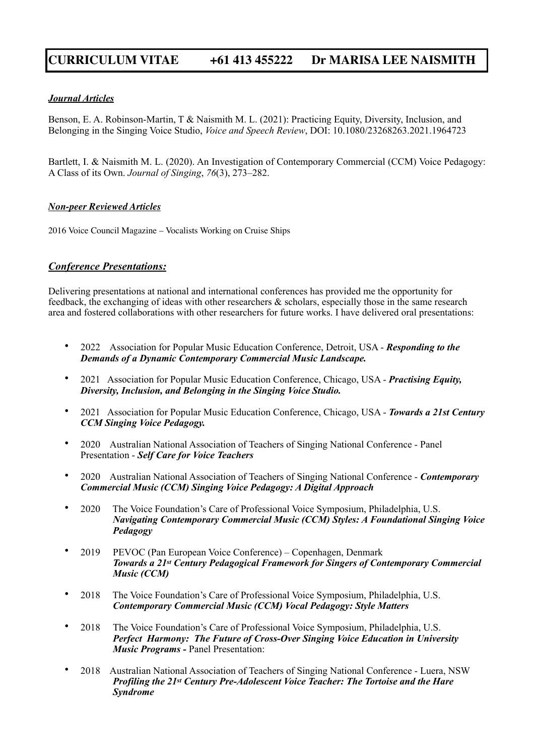### ***Journal Articles***

Benson, E. A. Robinson-Martin, T & Naismith M. L. (2021): Practicing Equity, Diversity, Inclusion, and Belonging in the Singing Voice Studio, *Voice and Speech Review*, DOI: 10.1080/23268263.2021.1964723

Bartlett, I. & Naismith M. L. (2020). An Investigation of Contemporary Commercial (CCM) Voice Pedagogy: A Class of its Own. *Journal of Singing*, *76*(3), 273–282.

### ***Non-peer Reviewed Articles***

2016 Voice Council Magazine – Vocalists Working on Cruise Ships

### ***Conference Presentations:***

Delivering presentations at national and international conferences has provided me the opportunity for feedback, the exchanging of ideas with other researchers & scholars, especially those in the same research area and fostered collaborations with other researchers for future works. I have delivered oral presentations:

- 2022 Association for Popular Music Education Conference, Detroit, USA - ***Responding to the Demands of a Dynamic Contemporary Commercial Music Landscape.***
- 2021 Association for Popular Music Education Conference, Chicago, USA - ***Practising Equity, Diversity, Inclusion, and Belonging in the Singing Voice Studio.***
- 2021 Association for Popular Music Education Conference, Chicago, USA - ***Towards a 21st Century CCM Singing Voice Pedagogy.***
- 2020 Australian National Association of Teachers of Singing National Conference - Panel Presentation - ***Self Care for Voice Teachers***
- 2020 Australian National Association of Teachers of Singing National Conference - ***Contemporary Commercial Music (CCM) Singing Voice Pedagogy: A Digital Approach***
- 2020 The Voice Foundation's Care of Professional Voice Symposium, Philadelphia, U.S. ***Navigating Contemporary Commercial Music (CCM) Styles: A Foundational Singing Voice Pedagogy***
- 2019 PEVOC (Pan European Voice Conference) – Copenhagen, Denmark ***Towards a 21st Century Pedagogical Framework for Singers of Contemporary Commercial Music (CCM)***
- 2018 The Voice Foundation's Care of Professional Voice Symposium, Philadelphia, U.S. ***Contemporary Commercial Music (CCM) Vocal Pedagogy: Style Matters***
- 2018 The Voice Foundation's Care of Professional Voice Symposium, Philadelphia, U.S. ***Perfect Harmony: The Future of Cross-Over Singing Voice Education in University Music Programs -*** Panel Presentation:
- 2018 Australian National Association of Teachers of Singing National Conference - Luera, NSW ***Profiling the 21st Century Pre-Adolescent Voice Teacher: The Tortoise and the Hare Syndrome***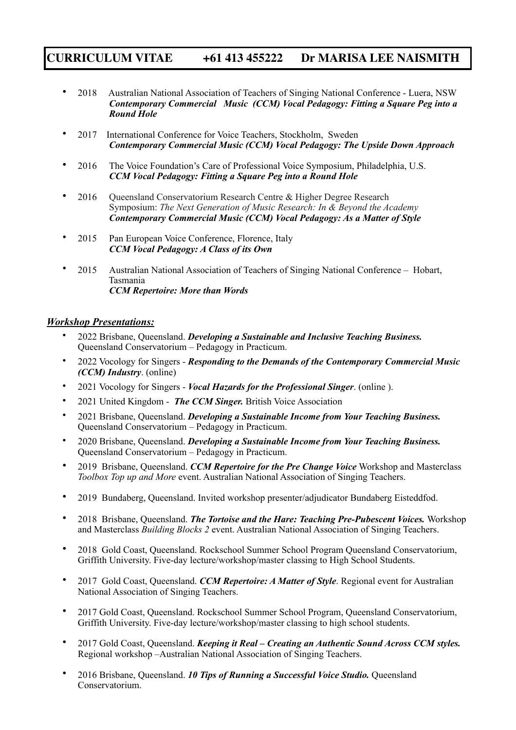- 2018 Australian National Association of Teachers of Singing National Conference - Luera, NSW
  ***Contemporary Commercial Music (CCM) Vocal Pedagogy: Fitting a Square Peg into a Round Hole***
- 2017 International Conference for Voice Teachers, Stockholm, Sweden
  ***Contemporary Commercial Music (CCM) Vocal Pedagogy: The Upside Down Approach***
- 2016 The Voice Foundation's Care of Professional Voice Symposium, Philadelphia, U.S.
  ***CCM Vocal Pedagogy: Fitting a Square Peg into a Round Hole***
- 2016 Queensland Conservatorium Research Centre & Higher Degree Research Symposium: *The Next Generation of Music Research: In & Beyond the Academy*
  ***Contemporary Commercial Music (CCM) Vocal Pedagogy: As a Matter of Style***
- 2015 Pan European Voice Conference, Florence, Italy
  ***CCM Vocal Pedagogy: A Class of its Own***
- 2015 Australian National Association of Teachers of Singing National Conference – Hobart, Tasmania
  ***CCM Repertoire: More than Words***

***Workshop Presentations:***

- 2022 Brisbane, Queensland. ***Developing a Sustainable and Inclusive Teaching Business.*** Queensland Conservatorium – Pedagogy in Practicum.
- 2022 Vocology for Singers - ***Responding to the Demands of the Contemporary Commercial Music (CCM) Industry***. (online)
- 2021 Vocology for Singers - ***Vocal Hazards for the Professional Singer***. (online ).
- 2021 United Kingdom - ***The CCM Singer.*** British Voice Association
- 2021 Brisbane, Queensland. ***Developing a Sustainable Income from Your Teaching Business.*** Queensland Conservatorium – Pedagogy in Practicum.
- 2020 Brisbane, Queensland. ***Developing a Sustainable Income from Your Teaching Business.*** Queensland Conservatorium – Pedagogy in Practicum.
- 2019 Brisbane, Queensland. ***CCM Repertoire for the Pre Change Voice*** Workshop and Masterclass *Toolbox Top up and More* event. Australian National Association of Singing Teachers.
- 2019 Bundaberg, Queensland. Invited workshop presenter/adjudicator Bundaberg Eisteddfod.
- 2018 Brisbane, Queensland. ***The Tortoise and the Hare: Teaching Pre-Pubescent Voices.*** Workshop and Masterclass *Building Blocks 2* event. Australian National Association of Singing Teachers.
- 2018 Gold Coast, Queensland. Rockschool Summer School Program Queensland Conservatorium, Griffith University. Five-day lecture/workshop/master classing to High School Students.
- 2017 Gold Coast, Queensland. ***CCM Repertoire: A Matter of Style***. Regional event for Australian National Association of Singing Teachers.
- 2017 Gold Coast, Queensland. Rockschool Summer School Program, Queensland Conservatorium, Griffith University. Five-day lecture/workshop/master classing to high school students.
- 2017 Gold Coast, Queensland. ***Keeping it Real – Creating an Authentic Sound Across CCM styles.*** Regional workshop –Australian National Association of Singing Teachers.
- 2016 Brisbane, Queensland. ***10 Tips of Running a Successful Voice Studio.*** Queensland Conservatorium.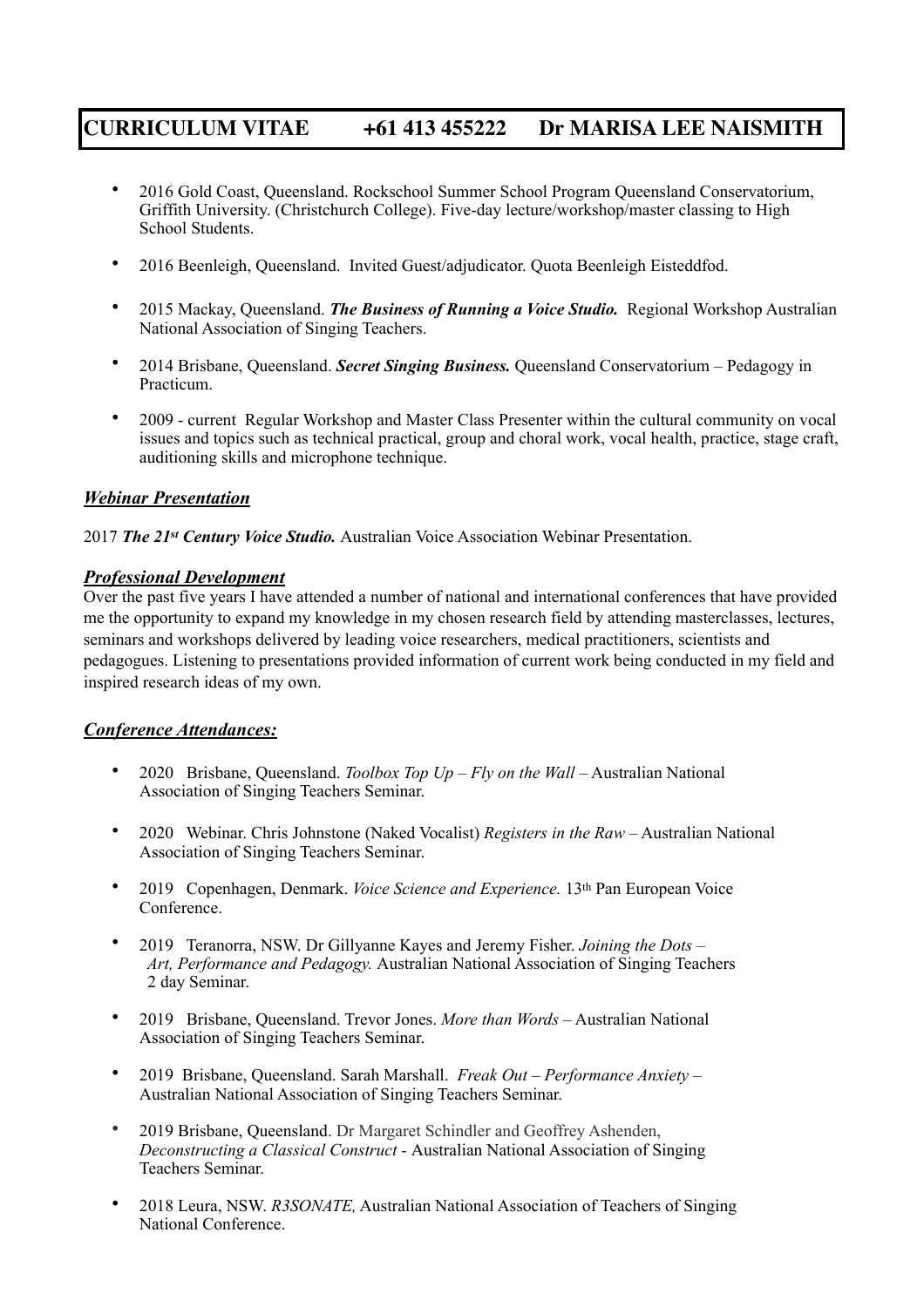- 2016 Gold Coast, Queensland. Rockschool Summer School Program Queensland Conservatorium, Griffith University. (Christchurch College). Five-day lecture/workshop/master classing to High School Students.

- 2016 Beenleigh, Queensland. Invited Guest/adjudicator. Quota Beenleigh Eisteddfod.

- 2015 Mackay, Queensland. ***The Business of Running a Voice Studio.*** Regional Workshop Australian National Association of Singing Teachers.

- 2014 Brisbane, Queensland. ***Secret Singing Business.*** Queensland Conservatorium – Pedagogy in Practicum.

- 2009 - current Regular Workshop and Master Class Presenter within the cultural community on vocal issues and topics such as technical practical, group and choral work, vocal health, practice, stage craft, auditioning skills and microphone technique.

### ***Webinar Presentation***

2017 ***The 21st Century Voice Studio.*** Australian Voice Association Webinar Presentation.

### ***Professional Development***

Over the past five years I have attended a number of national and international conferences that have provided me the opportunity to expand my knowledge in my chosen research field by attending masterclasses, lectures, seminars and workshops delivered by leading voice researchers, medical practitioners, scientists and pedagogues. Listening to presentations provided information of current work being conducted in my field and inspired research ideas of my own.

### ***Conference Attendances:***

- 2020 Brisbane, Queensland. *Toolbox Top Up – Fly on the Wall* – Australian National Association of Singing Teachers Seminar.

- 2020 Webinar. Chris Johnstone (Naked Vocalist) *Registers in the Raw* – Australian National Association of Singing Teachers Seminar.

- 2019 Copenhagen, Denmark. *Voice Science and Experience.* 13th Pan European Voice Conference.

- 2019 Teranorra, NSW. Dr Gillyanne Kayes and Jeremy Fisher. *Joining the Dots – Art, Performance and Pedagogy.* Australian National Association of Singing Teachers 2 day Seminar.

- 2019 Brisbane, Queensland. Trevor Jones. *More than Words* – Australian National Association of Singing Teachers Seminar.

- 2019 Brisbane, Queensland. Sarah Marshall. *Freak Out – Performance Anxiety* – Australian National Association of Singing Teachers Seminar.

- 2019 Brisbane, Queensland. Dr Margaret Schindler and Geoffrey Ashenden, *Deconstructing a Classical Construct* - Australian National Association of Singing Teachers Seminar.

- 2018 Leura, NSW. *R3SONATE,* Australian National Association of Teachers of Singing National Conference.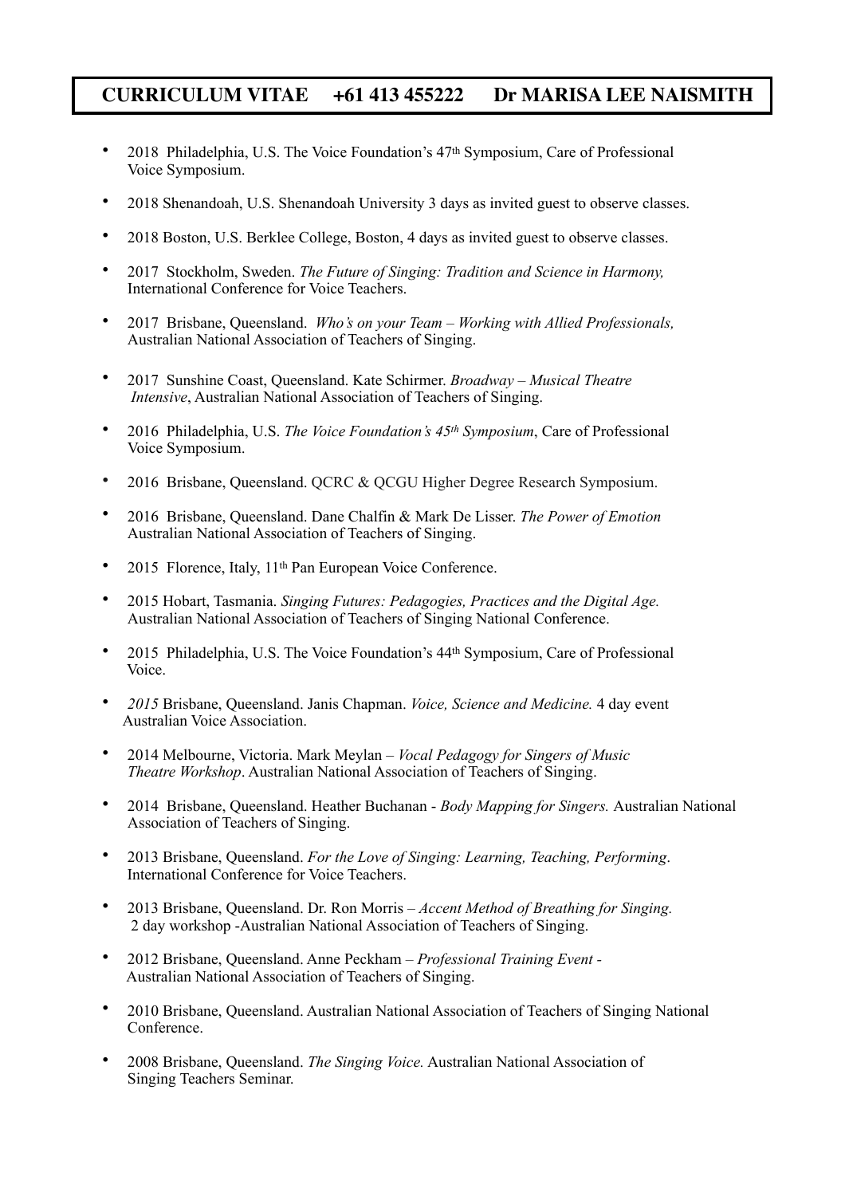**CURRICULUM VITAE +61 413 455222 Dr MARISA LEE NAISMITH**

- 2018 Philadelphia, U.S. The Voice Foundation's 47th Symposium, Care of Professional Voice Symposium.
- 2018 Shenandoah, U.S. Shenandoah University 3 days as invited guest to observe classes.
- 2018 Boston, U.S. Berklee College, Boston, 4 days as invited guest to observe classes.
- 2017 Stockholm, Sweden. *The Future of Singing: Tradition and Science in Harmony,* International Conference for Voice Teachers.
- 2017 Brisbane, Queensland. *Who's on your Team – Working with Allied Professionals,* Australian National Association of Teachers of Singing.
- 2017 Sunshine Coast, Queensland. Kate Schirmer. *Broadway – Musical Theatre Intensive*, Australian National Association of Teachers of Singing.
- 2016 Philadelphia, U.S. *The Voice Foundation's 45th Symposium*, Care of Professional Voice Symposium.
- 2016 Brisbane, Queensland. QCRC & QCGU Higher Degree Research Symposium.
- 2016 Brisbane, Queensland. Dane Chalfin & Mark De Lisser. *The Power of Emotion* Australian National Association of Teachers of Singing.
- 2015 Florence, Italy, 11th Pan European Voice Conference.
- 2015 Hobart, Tasmania. *Singing Futures: Pedagogies, Practices and the Digital Age.* Australian National Association of Teachers of Singing National Conference.
- 2015 Philadelphia, U.S. The Voice Foundation's 44th Symposium, Care of Professional Voice.
- *2015* Brisbane, Queensland. Janis Chapman. *Voice, Science and Medicine.* 4 day event Australian Voice Association.
- 2014 Melbourne, Victoria. Mark Meylan – *Vocal Pedagogy for Singers of Music Theatre Workshop*. Australian National Association of Teachers of Singing.
- 2014 Brisbane, Queensland. Heather Buchanan - *Body Mapping for Singers.* Australian National Association of Teachers of Singing.
- 2013 Brisbane, Queensland. *For the Love of Singing: Learning, Teaching, Performing*. International Conference for Voice Teachers.
- 2013 Brisbane, Queensland. Dr. Ron Morris – *Accent Method of Breathing for Singing.* 2 day workshop -Australian National Association of Teachers of Singing.
- 2012 Brisbane, Queensland. Anne Peckham – *Professional Training Event -* Australian National Association of Teachers of Singing.
- 2010 Brisbane, Queensland. Australian National Association of Teachers of Singing National Conference.
- 2008 Brisbane, Queensland. *The Singing Voice.* Australian National Association of Singing Teachers Seminar.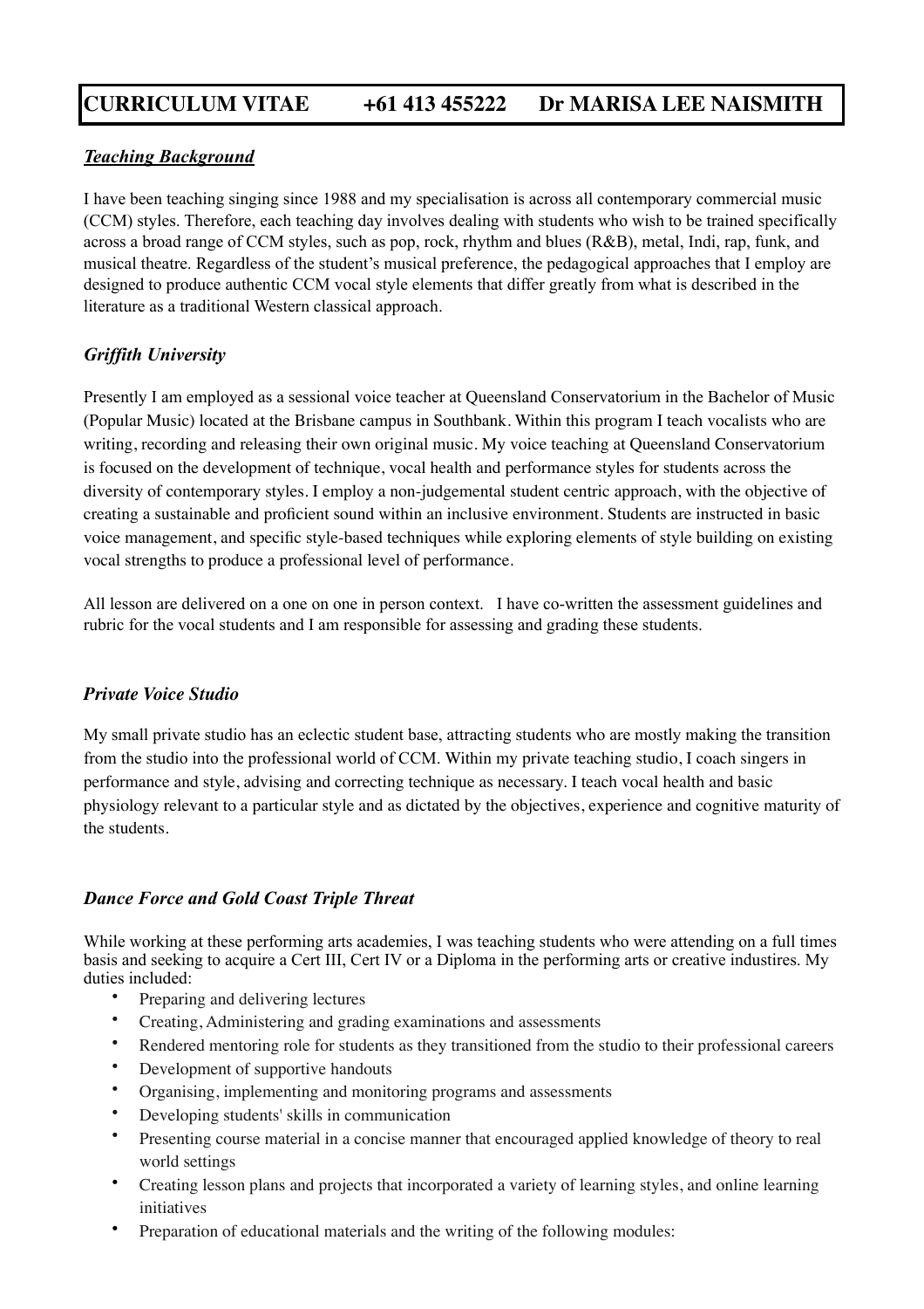**CURRICULUM VITAE +61 413 455222 Dr MARISA LEE NAISMITH**

***Teaching Background***

I have been teaching singing since 1988 and my specialisation is across all contemporary commercial music (CCM) styles. Therefore, each teaching day involves dealing with students who wish to be trained specifically across a broad range of CCM styles, such as pop, rock, rhythm and blues (R&B), metal, Indi, rap, funk, and musical theatre. Regardless of the student's musical preference, the pedagogical approaches that I employ are designed to produce authentic CCM vocal style elements that differ greatly from what is described in the literature as a traditional Western classical approach.

***Griffith University***

Presently I am employed as a sessional voice teacher at Queensland Conservatorium in the Bachelor of Music (Popular Music) located at the Brisbane campus in Southbank. Within this program I teach vocalists who are writing, recording and releasing their own original music. My voice teaching at Queensland Conservatorium is focused on the development of technique, vocal health and performance styles for students across the diversity of contemporary styles. I employ a non-judgemental student centric approach, with the objective of creating a sustainable and proficient sound within an inclusive environment. Students are instructed in basic voice management, and specific style-based techniques while exploring elements of style building on existing vocal strengths to produce a professional level of performance.

All lesson are delivered on a one on one in person context. I have co-written the assessment guidelines and rubric for the vocal students and I am responsible for assessing and grading these students.

***Private Voice Studio***

My small private studio has an eclectic student base, attracting students who are mostly making the transition from the studio into the professional world of CCM. Within my private teaching studio, I coach singers in performance and style, advising and correcting technique as necessary. I teach vocal health and basic physiology relevant to a particular style and as dictated by the objectives, experience and cognitive maturity of the students.

***Dance Force and Gold Coast Triple Threat***

While working at these performing arts academies, I was teaching students who were attending on a full times basis and seeking to acquire a Cert III, Cert IV or a Diploma in the performing arts or creative industires. My duties included:

- Preparing and delivering lectures
- Creating, Administering and grading examinations and assessments
- Rendered mentoring role for students as they transitioned from the studio to their professional careers
- Development of supportive handouts
- Organising, implementing and monitoring programs and assessments
- Developing students' skills in communication
- Presenting course material in a concise manner that encouraged applied knowledge of theory to real world settings
- Creating lesson plans and projects that incorporated a variety of learning styles, and online learning initiatives
- Preparation of educational materials and the writing of the following modules: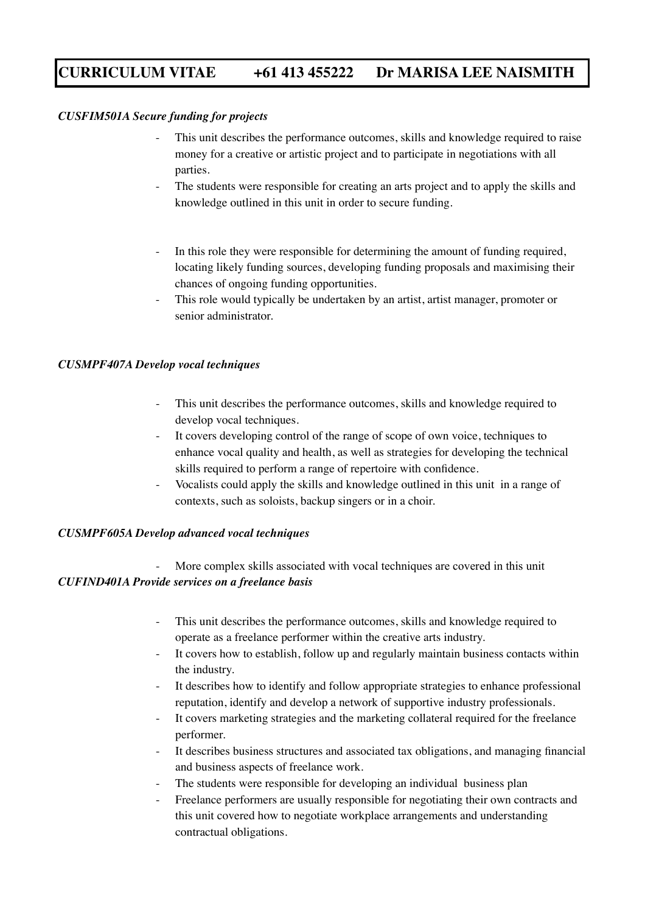***CUSFIM501A Secure funding for projects***

- This unit describes the performance outcomes, skills and knowledge required to raise money for a creative or artistic project and to participate in negotiations with all parties.
- The students were responsible for creating an arts project and to apply the skills and knowledge outlined in this unit in order to secure funding.

- In this role they were responsible for determining the amount of funding required, locating likely funding sources, developing funding proposals and maximising their chances of ongoing funding opportunities.
- This role would typically be undertaken by an artist, artist manager, promoter or senior administrator.

***CUSMPF407A Develop vocal techniques***

- This unit describes the performance outcomes, skills and knowledge required to develop vocal techniques.
- It covers developing control of the range of scope of own voice, techniques to enhance vocal quality and health, as well as strategies for developing the technical skills required to perform a range of repertoire with confidence.
- Vocalists could apply the skills and knowledge outlined in this unit in a range of contexts, such as soloists, backup singers or in a choir.

***CUSMPF605A Develop advanced vocal techniques***

- More complex skills associated with vocal techniques are covered in this unit

***CUFIND401A Provide services on a freelance basis***

- This unit describes the performance outcomes, skills and knowledge required to operate as a freelance performer within the creative arts industry.
- It covers how to establish, follow up and regularly maintain business contacts within the industry.
- It describes how to identify and follow appropriate strategies to enhance professional reputation, identify and develop a network of supportive industry professionals.
- It covers marketing strategies and the marketing collateral required for the freelance performer.
- It describes business structures and associated tax obligations, and managing financial and business aspects of freelance work.
- The students were responsible for developing an individual business plan
- Freelance performers are usually responsible for negotiating their own contracts and this unit covered how to negotiate workplace arrangements and understanding contractual obligations.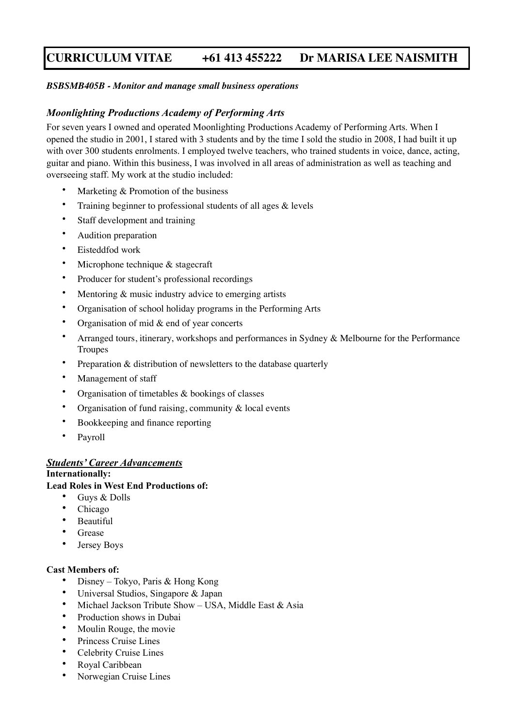# CURRICULUM VITAE +61 413 455222 Dr MARISA LEE NAISMITH

***BSBSMB405B - Monitor and manage small business operations***

### *Moonlighting Productions Academy of Performing Arts*

For seven years I owned and operated Moonlighting Productions Academy of Performing Arts. When I opened the studio in 2001, I stared with 3 students and by the time I sold the studio in 2008, I had built it up with over 300 students enrolments. I employed twelve teachers, who trained students in voice, dance, acting, guitar and piano. Within this business, I was involved in all areas of administration as well as teaching and overseeing staff. My work at the studio included:

- Marketing & Promotion of the business
- Training beginner to professional students of all ages & levels
- Staff development and training
- Audition preparation
- Eisteddfod work
- Microphone technique & stagecraft
- Producer for student's professional recordings
- Mentoring & music industry advice to emerging artists
- Organisation of school holiday programs in the Performing Arts
- Organisation of mid & end of year concerts
- Arranged tours, itinerary, workshops and performances in Sydney & Melbourne for the Performance Troupes
- Preparation & distribution of newsletters to the database quarterly
- Management of staff
- Organisation of timetables & bookings of classes
- Organisation of fund raising, community & local events
- Bookkeeping and finance reporting
- Payroll

### ***Students' Career Advancements***

**Internationally:**

**Lead Roles in West End Productions of:**

- Guys & Dolls
- Chicago
- Beautiful
- Grease
- Jersey Boys

**Cast Members of:**

- Disney – Tokyo, Paris & Hong Kong
- Universal Studios, Singapore & Japan
- Michael Jackson Tribute Show – USA, Middle East & Asia
- Production shows in Dubai
- Moulin Rouge, the movie
- Princess Cruise Lines
- Celebrity Cruise Lines
- Royal Caribbean
- Norwegian Cruise Lines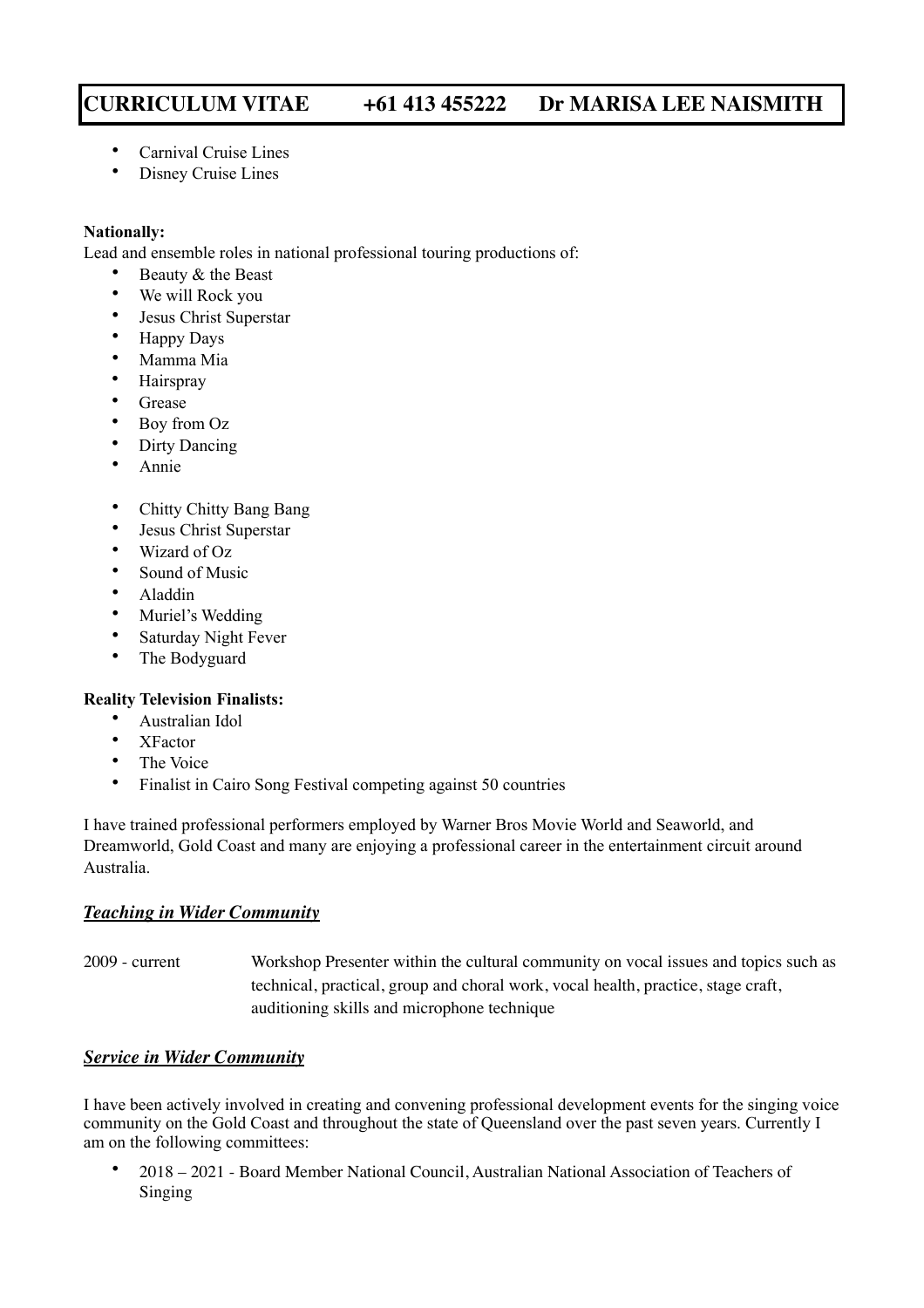- Carnival Cruise Lines
- Disney Cruise Lines

**Nationally:**
Lead and ensemble roles in national professional touring productions of:

- Beauty & the Beast
- We will Rock you
- Jesus Christ Superstar
- Happy Days
- Mamma Mia
- Hairspray
- Grease
- Boy from Oz
- Dirty Dancing
- Annie

- Chitty Chitty Bang Bang
- Jesus Christ Superstar
- Wizard of Oz
- Sound of Music
- Aladdin
- Muriel's Wedding
- Saturday Night Fever
- The Bodyguard

**Reality Television Finalists:**

- Australian Idol
- XFactor
- The Voice
- Finalist in Cairo Song Festival competing against 50 countries

I have trained professional performers employed by Warner Bros Movie World and Seaworld, and Dreamworld, Gold Coast and many are enjoying a professional career in the entertainment circuit around Australia.

***Teaching in Wider Community***

2009 - current Workshop Presenter within the cultural community on vocal issues and topics such as technical, practical, group and choral work, vocal health, practice, stage craft, auditioning skills and microphone technique

***Service in Wider Community***

I have been actively involved in creating and convening professional development events for the singing voice community on the Gold Coast and throughout the state of Queensland over the past seven years. Currently I am on the following committees:

- 2018 – 2021 - Board Member National Council, Australian National Association of Teachers of Singing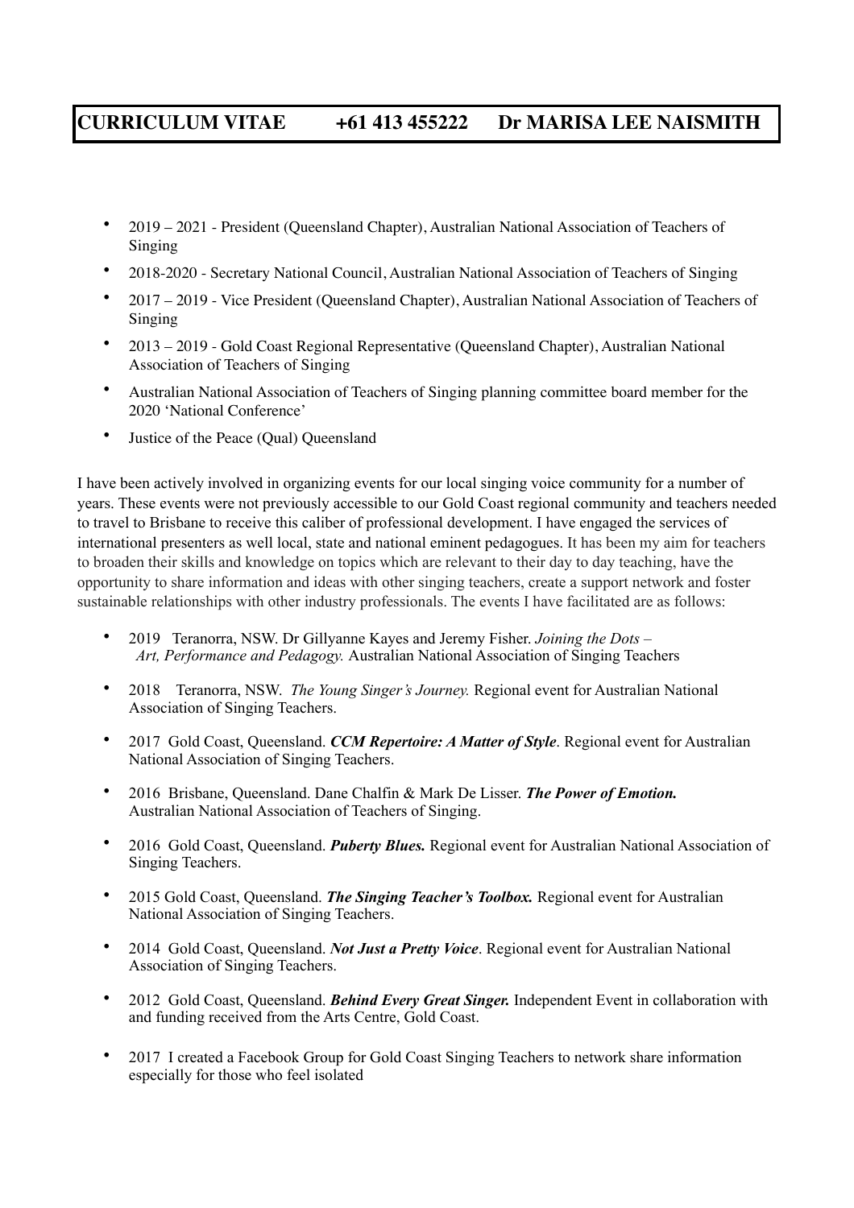**CURRICULUM VITAE +61 413 455222 Dr MARISA LEE NAISMITH**

- 2019 – 2021 - President (Queensland Chapter), Australian National Association of Teachers of Singing
- 2018-2020 - Secretary National Council, Australian National Association of Teachers of Singing
- 2017 – 2019 - Vice President (Queensland Chapter), Australian National Association of Teachers of Singing
- 2013 – 2019 - Gold Coast Regional Representative (Queensland Chapter), Australian National Association of Teachers of Singing
- Australian National Association of Teachers of Singing planning committee board member for the 2020 'National Conference'
- Justice of the Peace (Qual) Queensland

I have been actively involved in organizing events for our local singing voice community for a number of years. These events were not previously accessible to our Gold Coast regional community and teachers needed to travel to Brisbane to receive this caliber of professional development. I have engaged the services of international presenters as well local, state and national eminent pedagogues. It has been my aim for teachers to broaden their skills and knowledge on topics which are relevant to their day to day teaching, have the opportunity to share information and ideas with other singing teachers, create a support network and foster sustainable relationships with other industry professionals. The events I have facilitated are as follows:

- 2019 Teranorra, NSW. Dr Gillyanne Kayes and Jeremy Fisher. *Joining the Dots – Art, Performance and Pedagogy.* Australian National Association of Singing Teachers
- 2018 Teranorra, NSW. *The Young Singer's Journey.* Regional event for Australian National Association of Singing Teachers.
- 2017 Gold Coast, Queensland. ***CCM Repertoire: A Matter of Style***. Regional event for Australian National Association of Singing Teachers.
- 2016 Brisbane, Queensland. Dane Chalfin & Mark De Lisser. ***The Power of Emotion.*** Australian National Association of Teachers of Singing.
- 2016 Gold Coast, Queensland. ***Puberty Blues.*** Regional event for Australian National Association of Singing Teachers.
- 2015 Gold Coast, Queensland. ***The Singing Teacher's Toolbox.*** Regional event for Australian National Association of Singing Teachers.
- 2014 Gold Coast, Queensland. ***Not Just a Pretty Voice***. Regional event for Australian National Association of Singing Teachers.
- 2012 Gold Coast, Queensland. ***Behind Every Great Singer.*** Independent Event in collaboration with and funding received from the Arts Centre, Gold Coast.
- 2017 I created a Facebook Group for Gold Coast Singing Teachers to network share information especially for those who feel isolated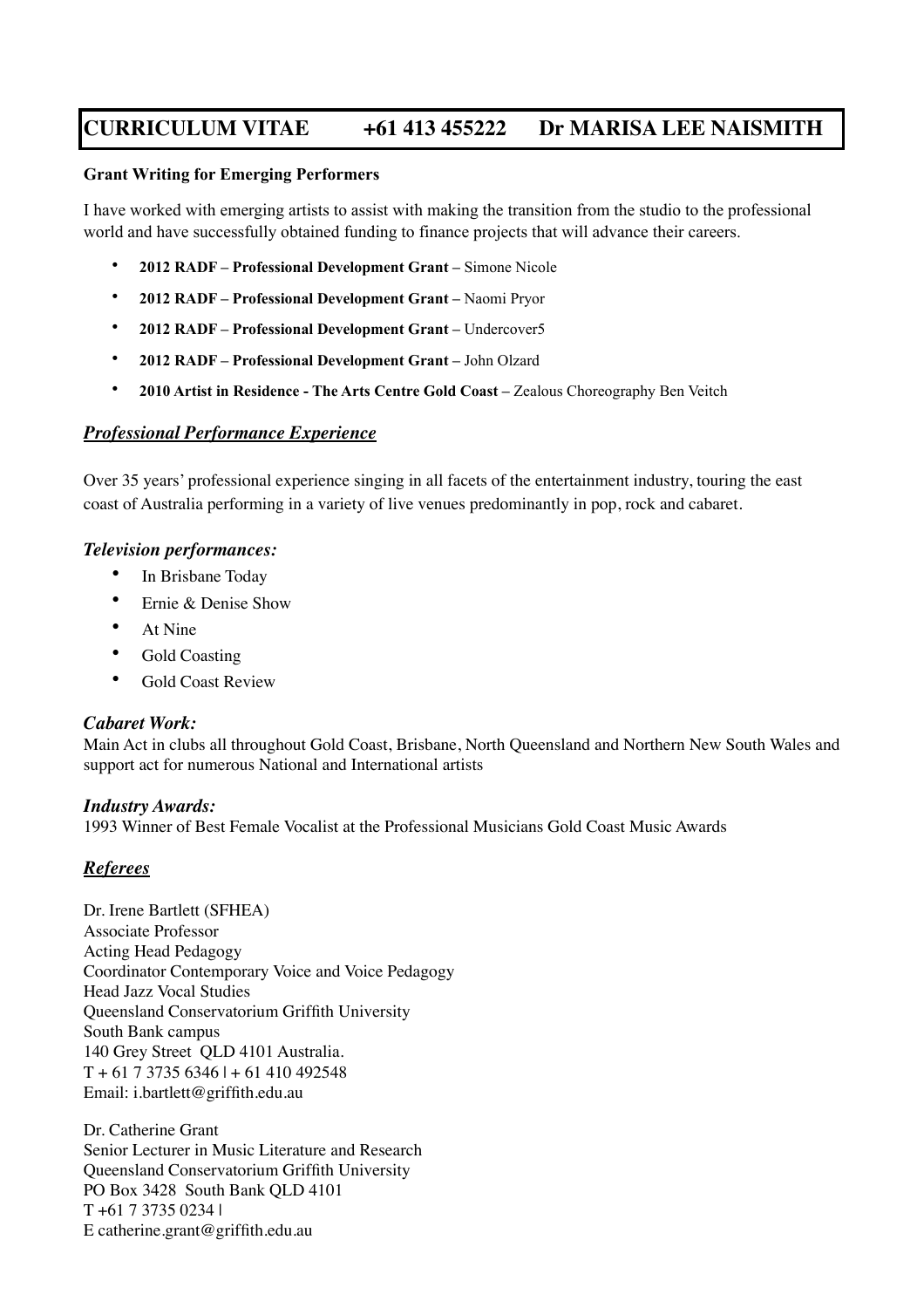**CURRICULUM VITAE +61 413 455222 Dr MARISA LEE NAISMITH**

**Grant Writing for Emerging Performers**

I have worked with emerging artists to assist with making the transition from the studio to the professional world and have successfully obtained funding to finance projects that will advance their careers.

- **2012 RADF – Professional Development Grant –** Simone Nicole
- **2012 RADF – Professional Development Grant –** Naomi Pryor
- **2012 RADF – Professional Development Grant –** Undercover5
- **2012 RADF – Professional Development Grant –** John Olzard
- **2010 Artist in Residence - The Arts Centre Gold Coast –** Zealous Choreography Ben Veitch

## ***Professional Performance Experience***

Over 35 years' professional experience singing in all facets of the entertainment industry, touring the east coast of Australia performing in a variety of live venues predominantly in pop, rock and cabaret.

### *Television performances:*

- In Brisbane Today
- Ernie & Denise Show
- At Nine
- Gold Coasting
- Gold Coast Review

### *Cabaret Work:*

Main Act in clubs all throughout Gold Coast, Brisbane, North Queensland and Northern New South Wales and support act for numerous National and International artists

### *Industry Awards:*

1993 Winner of Best Female Vocalist at the Professional Musicians Gold Coast Music Awards

## ***Referees***

Dr. Irene Bartlett (SFHEA)
Associate Professor
Acting Head Pedagogy
Coordinator Contemporary Voice and Voice Pedagogy
Head Jazz Vocal Studies
Queensland Conservatorium Griffith University
South Bank campus
140 Grey Street QLD 4101 Australia.
T + 61 7 3735 6346 | + 61 410 492548
Email: i.bartlett@griffith.edu.au

Dr. Catherine Grant
Senior Lecturer in Music Literature and Research
Queensland Conservatorium Griffith University
PO Box 3428 South Bank QLD 4101
T +61 7 3735 0234 |
E catherine.grant@griffith.edu.au